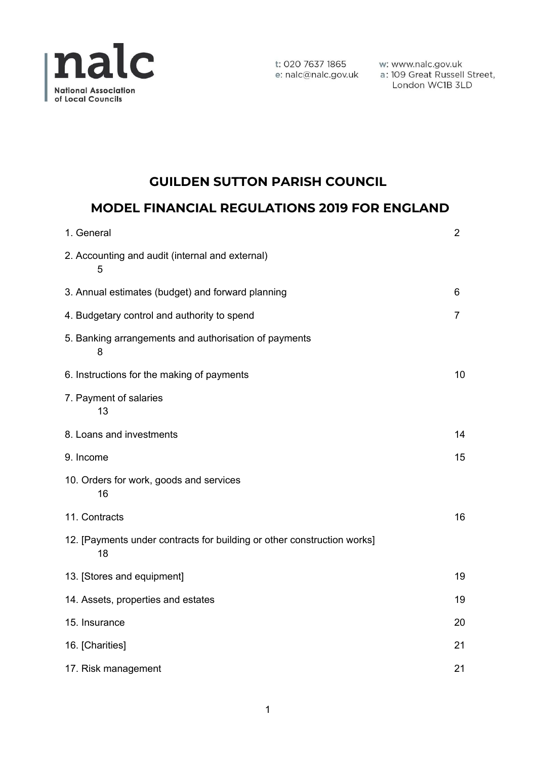nalc
National Association of Local Councils

t: 020 7637 1865
e: nalc@nalc.gov.uk

w: www.nalc.gov.uk
a: 109 Great Russell Street, London WC1B 3LD

# GUILDEN SUTTON PARISH COUNCIL

# MODEL FINANCIAL REGULATIONS 2019 FOR ENGLAND

| | |
|---|---|
| 1. General | 2 |
| 2. Accounting and audit (internal and external) | 5 |
| 3. Annual estimates (budget) and forward planning | 6 |
| 4. Budgetary control and authority to spend | 7 |
| 5. Banking arrangements and authorisation of payments | 8 |
| 6. Instructions for the making of payments | 10 |
| 7. Payment of salaries | 13 |
| 8. Loans and investments | 14 |
| 9. Income | 15 |
| 10. Orders for work, goods and services | 16 |
| 11. Contracts | 16 |
| 12. [Payments under contracts for building or other construction works] | 18 |
| 13. [Stores and equipment] | 19 |
| 14. Assets, properties and estates | 19 |
| 15. Insurance | 20 |
| 16. [Charities] | 21 |
| 17. Risk management | 21 |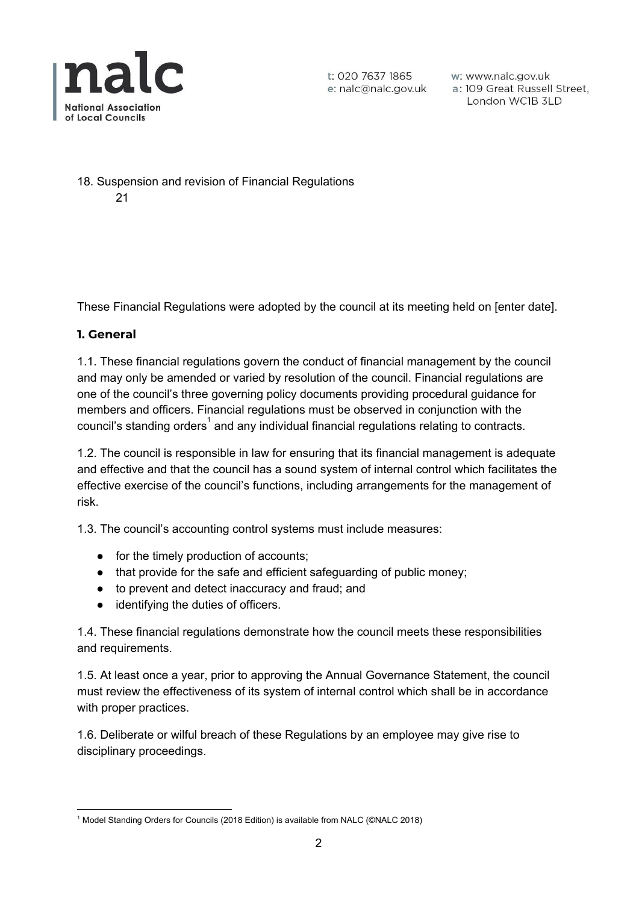18. Suspension and revision of Financial Regulations 21

These Financial Regulations were adopted by the council at its meeting held on [enter date].

## 1. General

1.1. These financial regulations govern the conduct of financial management by the council and may only be amended or varied by resolution of the council. Financial regulations are one of the council's three governing policy documents providing procedural guidance for members and officers. Financial regulations must be observed in conjunction with the council's standing orders[1] and any individual financial regulations relating to contracts.

1.2. The council is responsible in law for ensuring that its financial management is adequate and effective and that the council has a sound system of internal control which facilitates the effective exercise of the council's functions, including arrangements for the management of risk.

1.3. The council's accounting control systems must include measures:

- for the timely production of accounts;
- that provide for the safe and efficient safeguarding of public money;
- to prevent and detect inaccuracy and fraud; and
- identifying the duties of officers.

1.4. These financial regulations demonstrate how the council meets these responsibilities and requirements.

1.5. At least once a year, prior to approving the Annual Governance Statement, the council must review the effectiveness of its system of internal control which shall be in accordance with proper practices.

1.6. Deliberate or wilful breach of these Regulations by an employee may give rise to disciplinary proceedings.

[1] Model Standing Orders for Councils (2018 Edition) is available from NALC (©NALC 2018)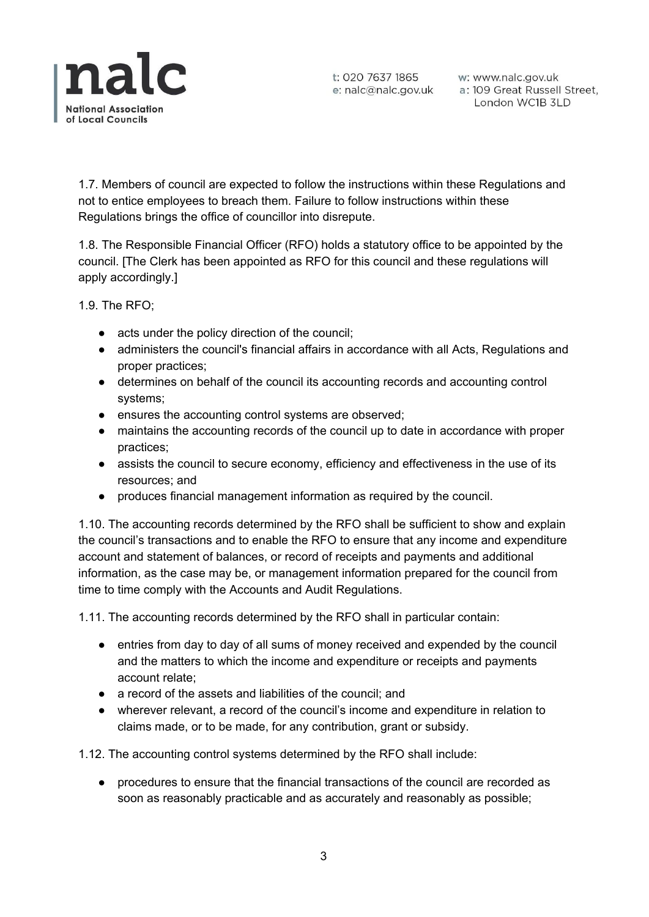1.7. Members of council are expected to follow the instructions within these Regulations and not to entice employees to breach them. Failure to follow instructions within these Regulations brings the office of councillor into disrepute.

1.8. The Responsible Financial Officer (RFO) holds a statutory office to be appointed by the council. [The Clerk has been appointed as RFO for this council and these regulations will apply accordingly.]

1.9. The RFO;

- acts under the policy direction of the council;
- administers the council's financial affairs in accordance with all Acts, Regulations and proper practices;
- determines on behalf of the council its accounting records and accounting control systems;
- ensures the accounting control systems are observed;
- maintains the accounting records of the council up to date in accordance with proper practices;
- assists the council to secure economy, efficiency and effectiveness in the use of its resources; and
- produces financial management information as required by the council.

1.10. The accounting records determined by the RFO shall be sufficient to show and explain the council's transactions and to enable the RFO to ensure that any income and expenditure account and statement of balances, or record of receipts and payments and additional information, as the case may be, or management information prepared for the council from time to time comply with the Accounts and Audit Regulations.

1.11. The accounting records determined by the RFO shall in particular contain:

- entries from day to day of all sums of money received and expended by the council and the matters to which the income and expenditure or receipts and payments account relate;
- a record of the assets and liabilities of the council; and
- wherever relevant, a record of the council's income and expenditure in relation to claims made, or to be made, for any contribution, grant or subsidy.

1.12. The accounting control systems determined by the RFO shall include:

- procedures to ensure that the financial transactions of the council are recorded as soon as reasonably practicable and as accurately and reasonably as possible;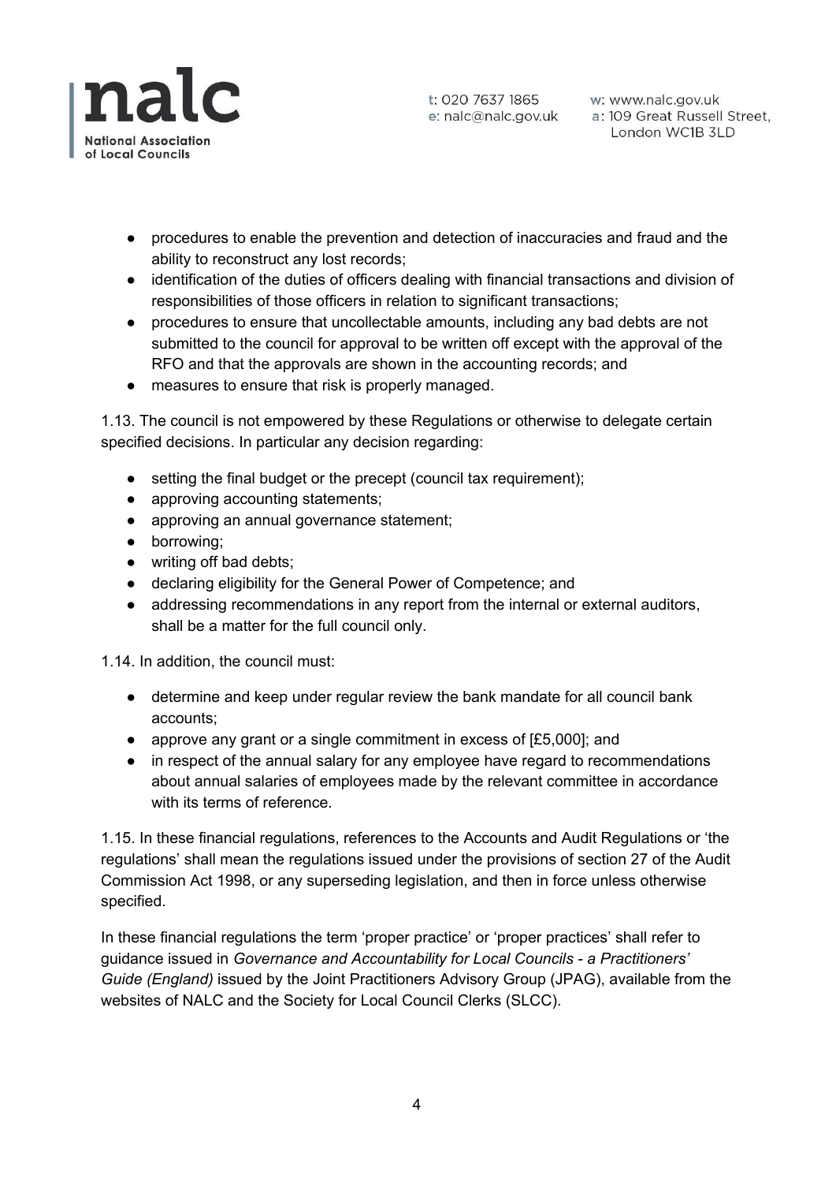- procedures to enable the prevention and detection of inaccuracies and fraud and the ability to reconstruct any lost records;
- identification of the duties of officers dealing with financial transactions and division of responsibilities of those officers in relation to significant transactions;
- procedures to ensure that uncollectable amounts, including any bad debts are not submitted to the council for approval to be written off except with the approval of the RFO and that the approvals are shown in the accounting records; and
- measures to ensure that risk is properly managed.

1.13. The council is not empowered by these Regulations or otherwise to delegate certain specified decisions. In particular any decision regarding:

- setting the final budget or the precept (council tax requirement);
- approving accounting statements;
- approving an annual governance statement;
- borrowing;
- writing off bad debts;
- declaring eligibility for the General Power of Competence; and
- addressing recommendations in any report from the internal or external auditors, shall be a matter for the full council only.

1.14. In addition, the council must:

- determine and keep under regular review the bank mandate for all council bank accounts;
- approve any grant or a single commitment in excess of [£5,000]; and
- in respect of the annual salary for any employee have regard to recommendations about annual salaries of employees made by the relevant committee in accordance with its terms of reference.

1.15. In these financial regulations, references to the Accounts and Audit Regulations or 'the regulations' shall mean the regulations issued under the provisions of section 27 of the Audit Commission Act 1998, or any superseding legislation, and then in force unless otherwise specified.

In these financial regulations the term 'proper practice' or 'proper practices' shall refer to guidance issued in *Governance and Accountability for Local Councils - a Practitioners' Guide (England)* issued by the Joint Practitioners Advisory Group (JPAG), available from the websites of NALC and the Society for Local Council Clerks (SLCC).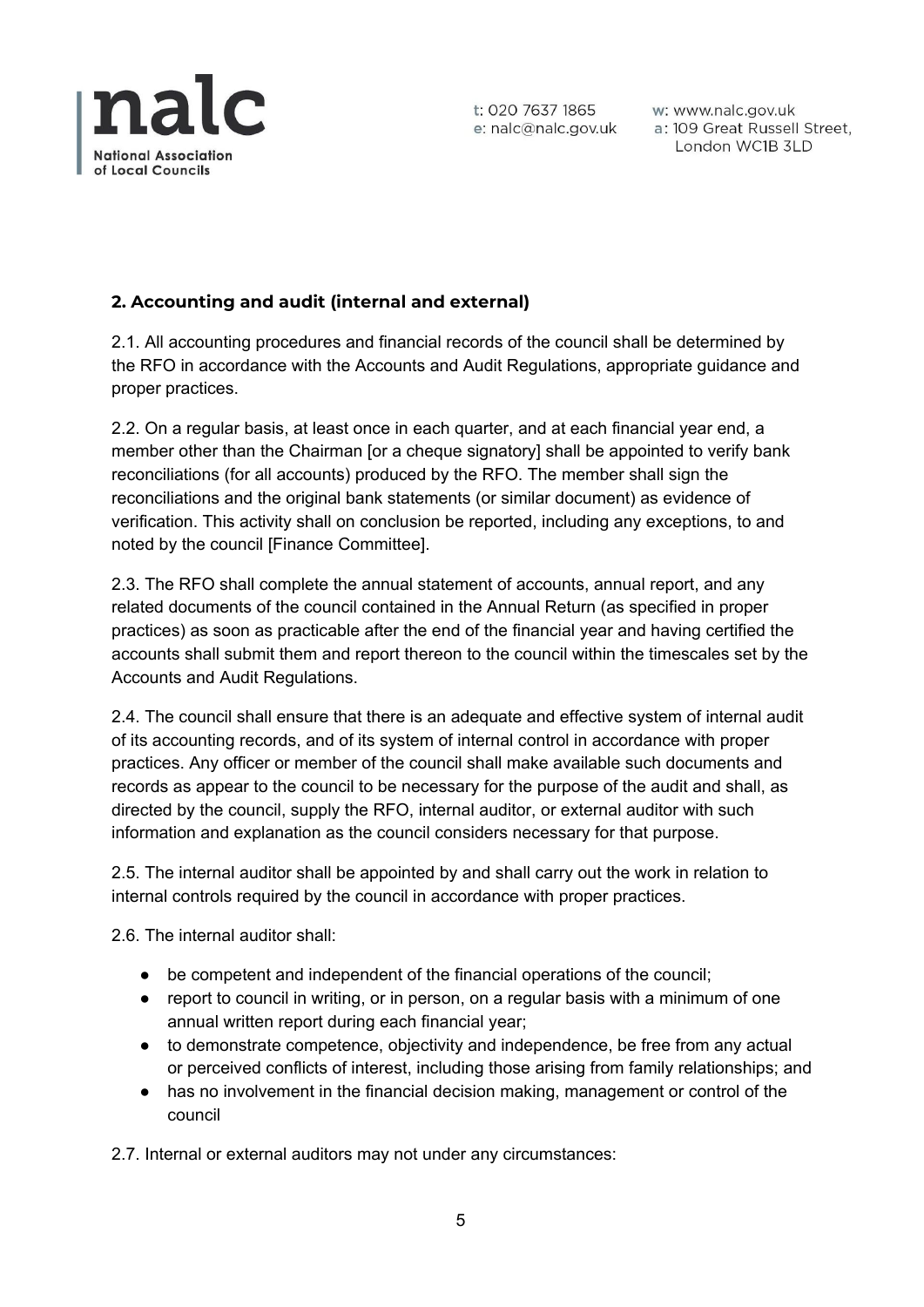## 2. Accounting and audit (internal and external)

2.1. All accounting procedures and financial records of the council shall be determined by the RFO in accordance with the Accounts and Audit Regulations, appropriate guidance and proper practices.

2.2. On a regular basis, at least once in each quarter, and at each financial year end, a member other than the Chairman [or a cheque signatory] shall be appointed to verify bank reconciliations (for all accounts) produced by the RFO. The member shall sign the reconciliations and the original bank statements (or similar document) as evidence of verification. This activity shall on conclusion be reported, including any exceptions, to and noted by the council [Finance Committee].

2.3. The RFO shall complete the annual statement of accounts, annual report, and any related documents of the council contained in the Annual Return (as specified in proper practices) as soon as practicable after the end of the financial year and having certified the accounts shall submit them and report thereon to the council within the timescales set by the Accounts and Audit Regulations.

2.4. The council shall ensure that there is an adequate and effective system of internal audit of its accounting records, and of its system of internal control in accordance with proper practices. Any officer or member of the council shall make available such documents and records as appear to the council to be necessary for the purpose of the audit and shall, as directed by the council, supply the RFO, internal auditor, or external auditor with such information and explanation as the council considers necessary for that purpose.

2.5. The internal auditor shall be appointed by and shall carry out the work in relation to internal controls required by the council in accordance with proper practices.

2.6. The internal auditor shall:

- be competent and independent of the financial operations of the council;
- report to council in writing, or in person, on a regular basis with a minimum of one annual written report during each financial year;
- to demonstrate competence, objectivity and independence, be free from any actual or perceived conflicts of interest, including those arising from family relationships; and
- has no involvement in the financial decision making, management or control of the council

2.7. Internal or external auditors may not under any circumstances: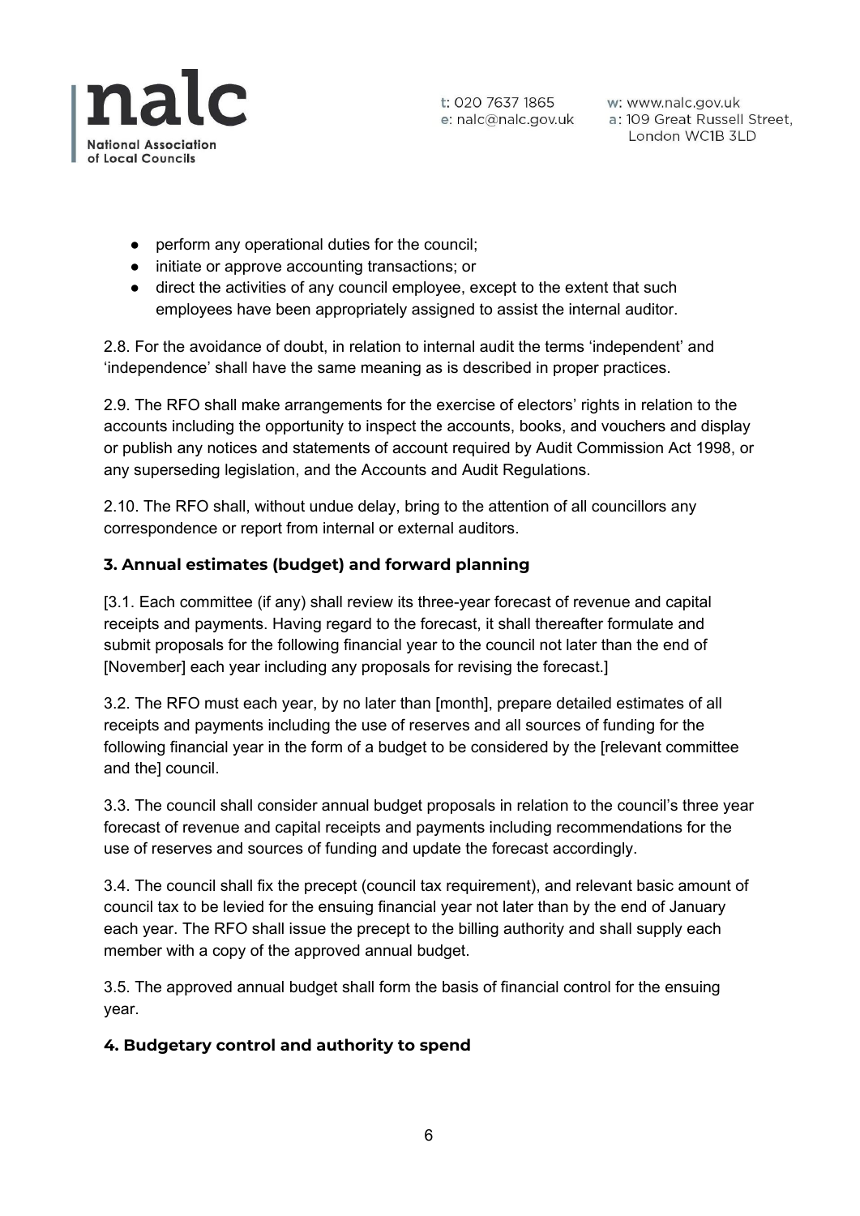- perform any operational duties for the council;
- initiate or approve accounting transactions; or
- direct the activities of any council employee, except to the extent that such employees have been appropriately assigned to assist the internal auditor.

2.8. For the avoidance of doubt, in relation to internal audit the terms 'independent' and 'independence' shall have the same meaning as is described in proper practices.

2.9. The RFO shall make arrangements for the exercise of electors' rights in relation to the accounts including the opportunity to inspect the accounts, books, and vouchers and display or publish any notices and statements of account required by Audit Commission Act 1998, or any superseding legislation, and the Accounts and Audit Regulations.

2.10. The RFO shall, without undue delay, bring to the attention of all councillors any correspondence or report from internal or external auditors.

### 3. Annual estimates (budget) and forward planning

[3.1. Each committee (if any) shall review its three-year forecast of revenue and capital receipts and payments. Having regard to the forecast, it shall thereafter formulate and submit proposals for the following financial year to the council not later than the end of [November] each year including any proposals for revising the forecast.]

3.2. The RFO must each year, by no later than [month], prepare detailed estimates of all receipts and payments including the use of reserves and all sources of funding for the following financial year in the form of a budget to be considered by the [relevant committee and the] council.

3.3. The council shall consider annual budget proposals in relation to the council's three year forecast of revenue and capital receipts and payments including recommendations for the use of reserves and sources of funding and update the forecast accordingly.

3.4. The council shall fix the precept (council tax requirement), and relevant basic amount of council tax to be levied for the ensuing financial year not later than by the end of January each year. The RFO shall issue the precept to the billing authority and shall supply each member with a copy of the approved annual budget.

3.5. The approved annual budget shall form the basis of financial control for the ensuing year.

### 4. Budgetary control and authority to spend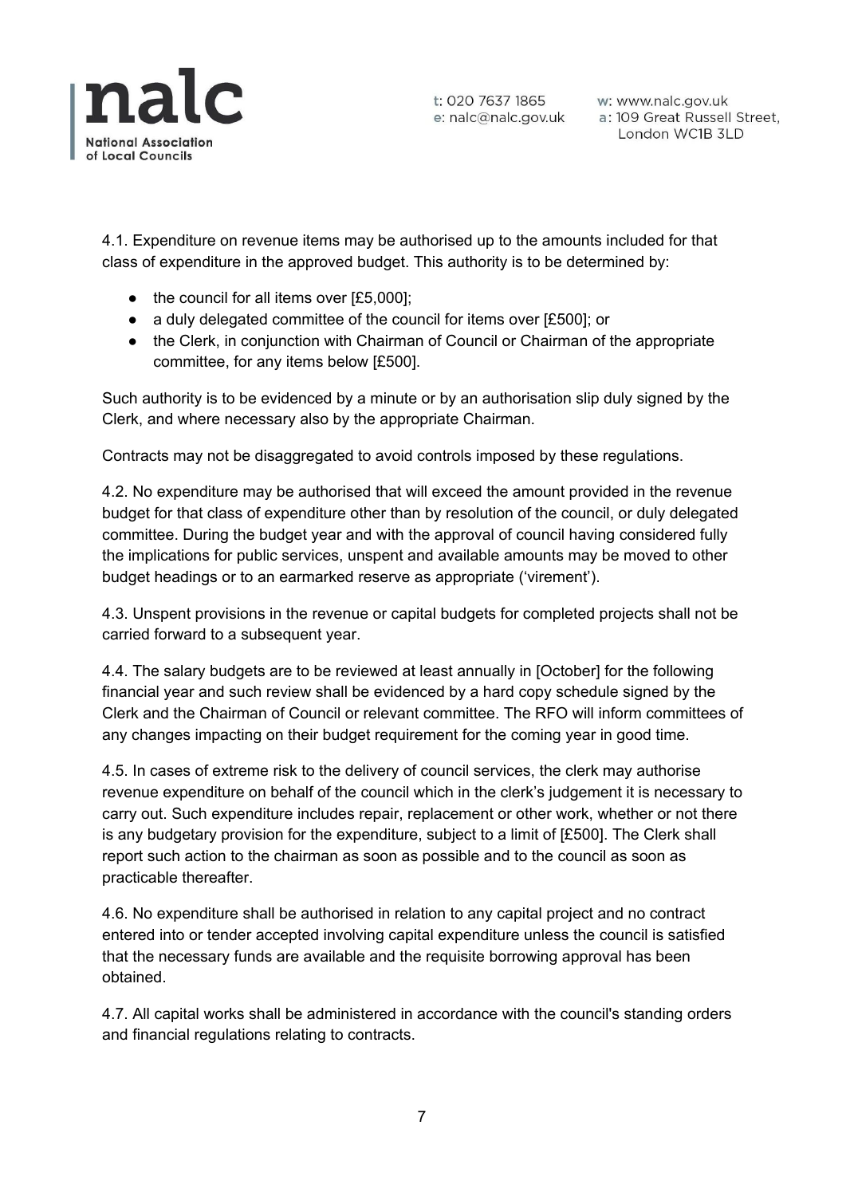4.1. Expenditure on revenue items may be authorised up to the amounts included for that class of expenditure in the approved budget. This authority is to be determined by:

- the council for all items over [£5,000];
- a duly delegated committee of the council for items over [£500]; or
- the Clerk, in conjunction with Chairman of Council or Chairman of the appropriate committee, for any items below [£500].

Such authority is to be evidenced by a minute or by an authorisation slip duly signed by the Clerk, and where necessary also by the appropriate Chairman.

Contracts may not be disaggregated to avoid controls imposed by these regulations.

4.2. No expenditure may be authorised that will exceed the amount provided in the revenue budget for that class of expenditure other than by resolution of the council, or duly delegated committee. During the budget year and with the approval of council having considered fully the implications for public services, unspent and available amounts may be moved to other budget headings or to an earmarked reserve as appropriate ('virement').

4.3. Unspent provisions in the revenue or capital budgets for completed projects shall not be carried forward to a subsequent year.

4.4. The salary budgets are to be reviewed at least annually in [October] for the following financial year and such review shall be evidenced by a hard copy schedule signed by the Clerk and the Chairman of Council or relevant committee. The RFO will inform committees of any changes impacting on their budget requirement for the coming year in good time.

4.5. In cases of extreme risk to the delivery of council services, the clerk may authorise revenue expenditure on behalf of the council which in the clerk's judgement it is necessary to carry out. Such expenditure includes repair, replacement or other work, whether or not there is any budgetary provision for the expenditure, subject to a limit of [£500]. The Clerk shall report such action to the chairman as soon as possible and to the council as soon as practicable thereafter.

4.6. No expenditure shall be authorised in relation to any capital project and no contract entered into or tender accepted involving capital expenditure unless the council is satisfied that the necessary funds are available and the requisite borrowing approval has been obtained.

4.7. All capital works shall be administered in accordance with the council's standing orders and financial regulations relating to contracts.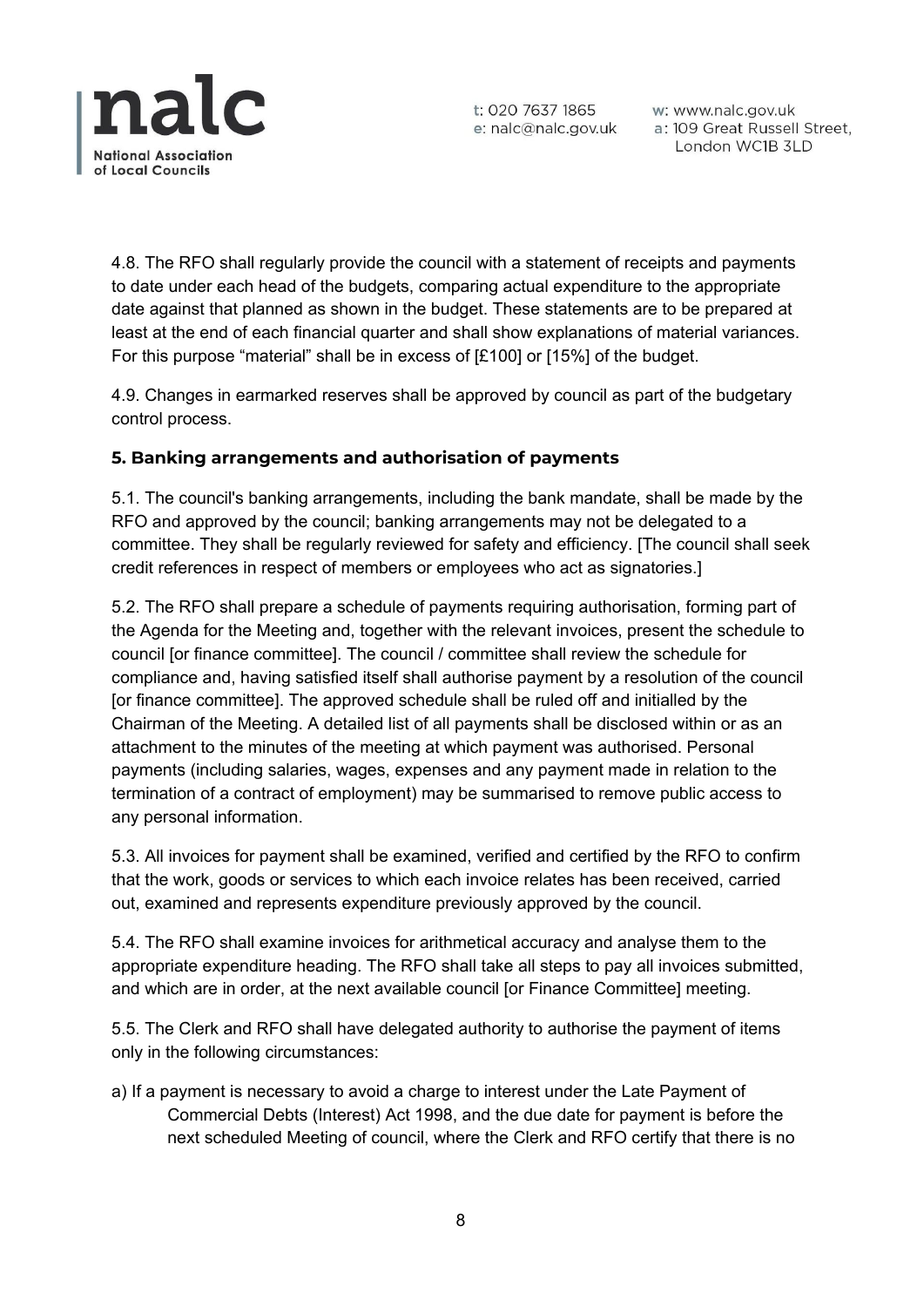4.8. The RFO shall regularly provide the council with a statement of receipts and payments to date under each head of the budgets, comparing actual expenditure to the appropriate date against that planned as shown in the budget. These statements are to be prepared at least at the end of each financial quarter and shall show explanations of material variances. For this purpose "material" shall be in excess of [£100] or [15%] of the budget.

4.9. Changes in earmarked reserves shall be approved by council as part of the budgetary control process.

## 5. Banking arrangements and authorisation of payments

5.1. The council's banking arrangements, including the bank mandate, shall be made by the RFO and approved by the council; banking arrangements may not be delegated to a committee. They shall be regularly reviewed for safety and efficiency. [The council shall seek credit references in respect of members or employees who act as signatories.]

5.2. The RFO shall prepare a schedule of payments requiring authorisation, forming part of the Agenda for the Meeting and, together with the relevant invoices, present the schedule to council [or finance committee]. The council / committee shall review the schedule for compliance and, having satisfied itself shall authorise payment by a resolution of the council [or finance committee]. The approved schedule shall be ruled off and initialled by the Chairman of the Meeting. A detailed list of all payments shall be disclosed within or as an attachment to the minutes of the meeting at which payment was authorised. Personal payments (including salaries, wages, expenses and any payment made in relation to the termination of a contract of employment) may be summarised to remove public access to any personal information.

5.3. All invoices for payment shall be examined, verified and certified by the RFO to confirm that the work, goods or services to which each invoice relates has been received, carried out, examined and represents expenditure previously approved by the council.

5.4. The RFO shall examine invoices for arithmetical accuracy and analyse them to the appropriate expenditure heading. The RFO shall take all steps to pay all invoices submitted, and which are in order, at the next available council [or Finance Committee] meeting.

5.5. The Clerk and RFO shall have delegated authority to authorise the payment of items only in the following circumstances:

a) If a payment is necessary to avoid a charge to interest under the Late Payment of Commercial Debts (Interest) Act 1998, and the due date for payment is before the next scheduled Meeting of council, where the Clerk and RFO certify that there is no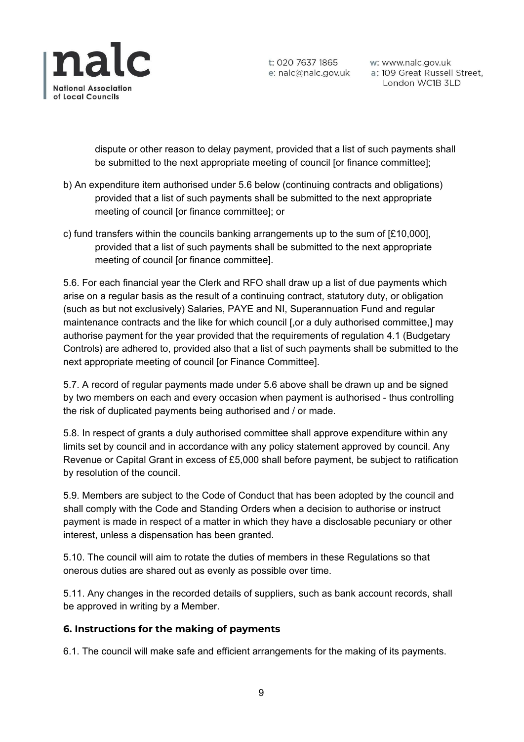dispute or other reason to delay payment, provided that a list of such payments shall be submitted to the next appropriate meeting of council [or finance committee];

b) An expenditure item authorised under 5.6 below (continuing contracts and obligations) provided that a list of such payments shall be submitted to the next appropriate meeting of council [or finance committee]; or

c) fund transfers within the councils banking arrangements up to the sum of [£10,000], provided that a list of such payments shall be submitted to the next appropriate meeting of council [or finance committee].

5.6. For each financial year the Clerk and RFO shall draw up a list of due payments which arise on a regular basis as the result of a continuing contract, statutory duty, or obligation (such as but not exclusively) Salaries, PAYE and NI, Superannuation Fund and regular maintenance contracts and the like for which council [,or a duly authorised committee,] may authorise payment for the year provided that the requirements of regulation 4.1 (Budgetary Controls) are adhered to, provided also that a list of such payments shall be submitted to the next appropriate meeting of council [or Finance Committee].

5.7. A record of regular payments made under 5.6 above shall be drawn up and be signed by two members on each and every occasion when payment is authorised - thus controlling the risk of duplicated payments being authorised and / or made.

5.8. In respect of grants a duly authorised committee shall approve expenditure within any limits set by council and in accordance with any policy statement approved by council. Any Revenue or Capital Grant in excess of £5,000 shall before payment, be subject to ratification by resolution of the council.

5.9. Members are subject to the Code of Conduct that has been adopted by the council and shall comply with the Code and Standing Orders when a decision to authorise or instruct payment is made in respect of a matter in which they have a disclosable pecuniary or other interest, unless a dispensation has been granted.

5.10. The council will aim to rotate the duties of members in these Regulations so that onerous duties are shared out as evenly as possible over time.

5.11. Any changes in the recorded details of suppliers, such as bank account records, shall be approved in writing by a Member.

## 6. Instructions for the making of payments

6.1. The council will make safe and efficient arrangements for the making of its payments.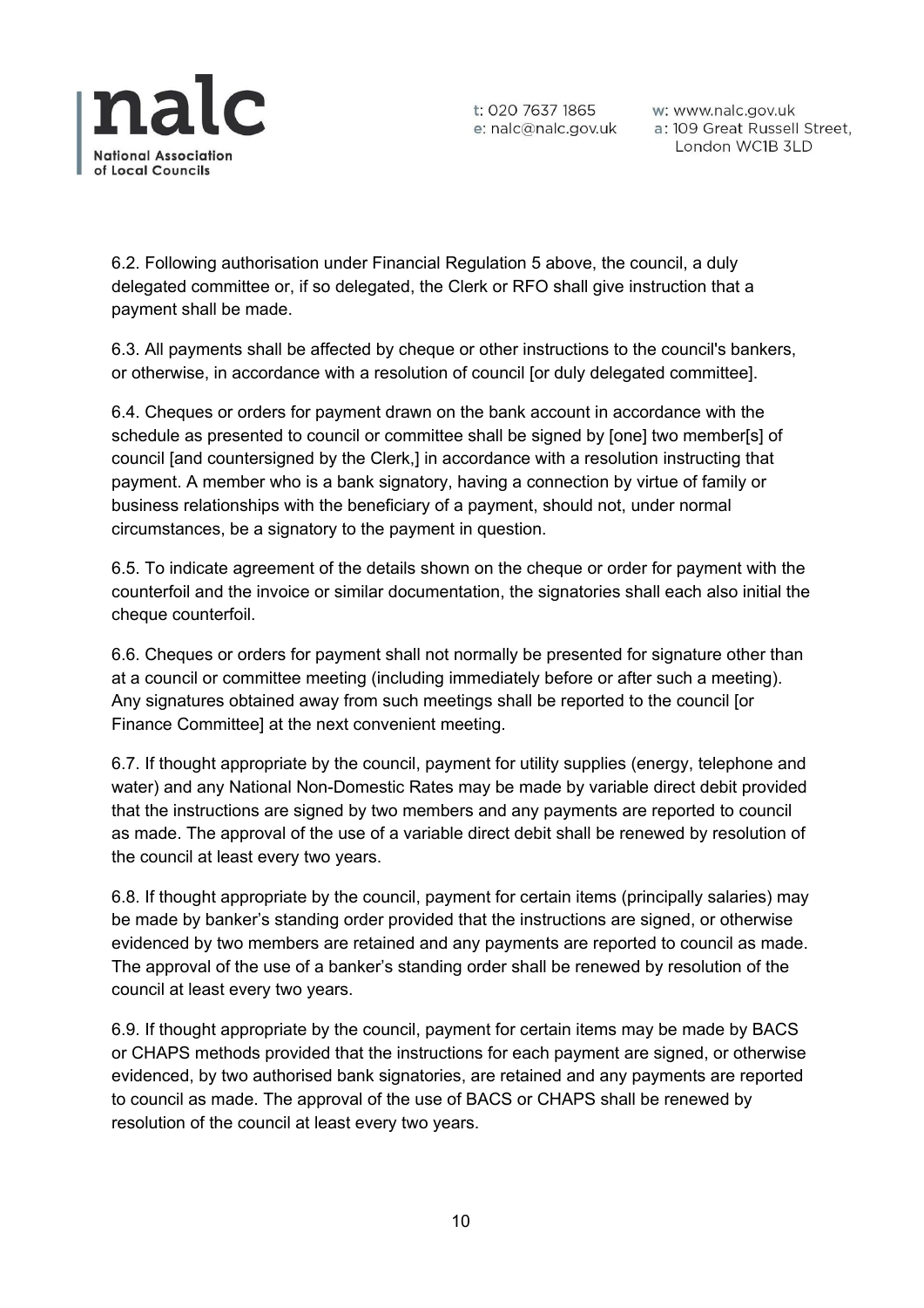6.2. Following authorisation under Financial Regulation 5 above, the council, a duly delegated committee or, if so delegated, the Clerk or RFO shall give instruction that a payment shall be made.

6.3. All payments shall be affected by cheque or other instructions to the council's bankers, or otherwise, in accordance with a resolution of council [or duly delegated committee].

6.4. Cheques or orders for payment drawn on the bank account in accordance with the schedule as presented to council or committee shall be signed by [one] two member[s] of council [and countersigned by the Clerk,] in accordance with a resolution instructing that payment. A member who is a bank signatory, having a connection by virtue of family or business relationships with the beneficiary of a payment, should not, under normal circumstances, be a signatory to the payment in question.

6.5. To indicate agreement of the details shown on the cheque or order for payment with the counterfoil and the invoice or similar documentation, the signatories shall each also initial the cheque counterfoil.

6.6. Cheques or orders for payment shall not normally be presented for signature other than at a council or committee meeting (including immediately before or after such a meeting). Any signatures obtained away from such meetings shall be reported to the council [or Finance Committee] at the next convenient meeting.

6.7. If thought appropriate by the council, payment for utility supplies (energy, telephone and water) and any National Non-Domestic Rates may be made by variable direct debit provided that the instructions are signed by two members and any payments are reported to council as made. The approval of the use of a variable direct debit shall be renewed by resolution of the council at least every two years.

6.8. If thought appropriate by the council, payment for certain items (principally salaries) may be made by banker's standing order provided that the instructions are signed, or otherwise evidenced by two members are retained and any payments are reported to council as made. The approval of the use of a banker's standing order shall be renewed by resolution of the council at least every two years.

6.9. If thought appropriate by the council, payment for certain items may be made by BACS or CHAPS methods provided that the instructions for each payment are signed, or otherwise evidenced, by two authorised bank signatories, are retained and any payments are reported to council as made. The approval of the use of BACS or CHAPS shall be renewed by resolution of the council at least every two years.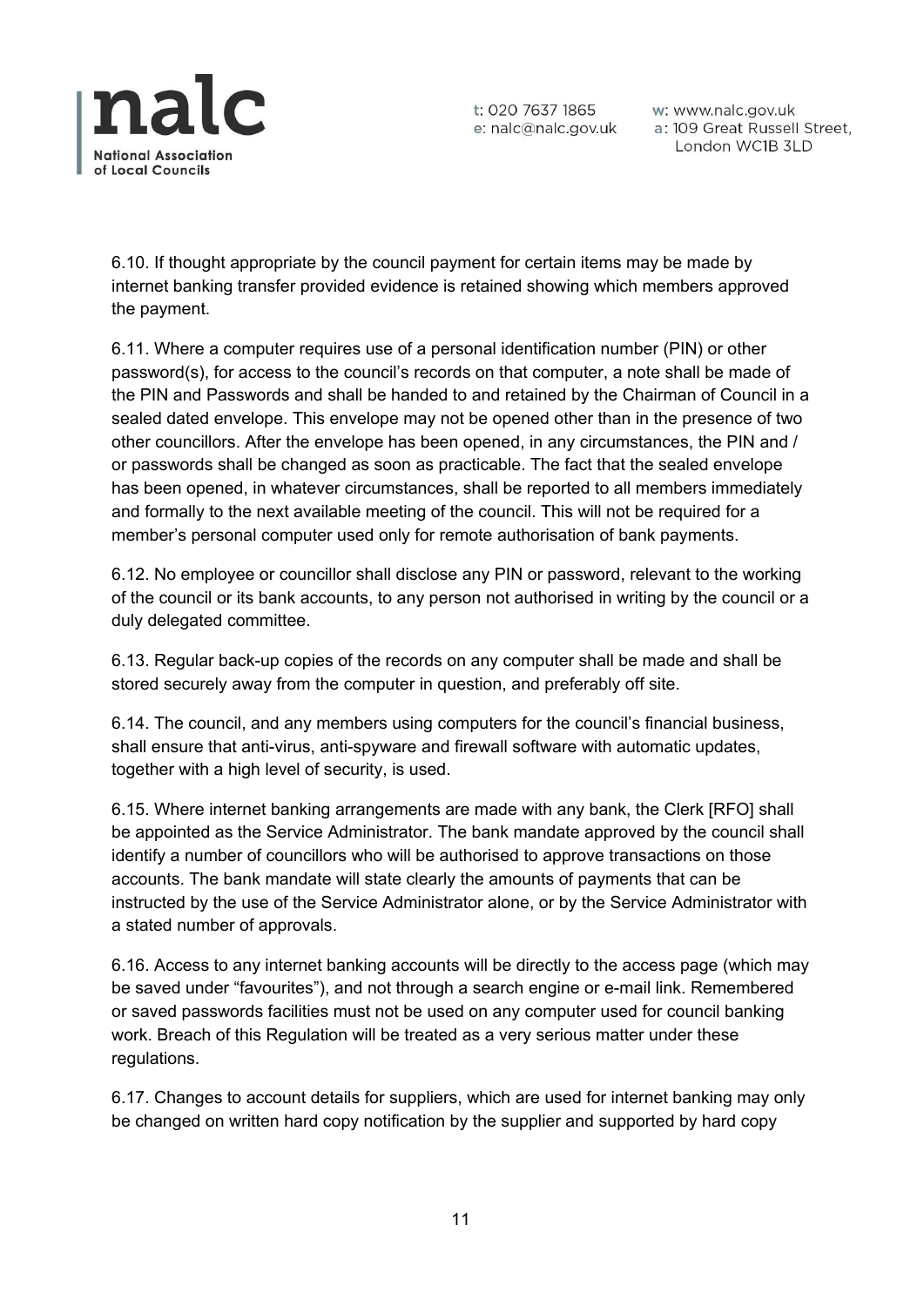6.10. If thought appropriate by the council payment for certain items may be made by internet banking transfer provided evidence is retained showing which members approved the payment.

6.11. Where a computer requires use of a personal identification number (PIN) or other password(s), for access to the council's records on that computer, a note shall be made of the PIN and Passwords and shall be handed to and retained by the Chairman of Council in a sealed dated envelope. This envelope may not be opened other than in the presence of two other councillors. After the envelope has been opened, in any circumstances, the PIN and / or passwords shall be changed as soon as practicable. The fact that the sealed envelope has been opened, in whatever circumstances, shall be reported to all members immediately and formally to the next available meeting of the council. This will not be required for a member's personal computer used only for remote authorisation of bank payments.

6.12. No employee or councillor shall disclose any PIN or password, relevant to the working of the council or its bank accounts, to any person not authorised in writing by the council or a duly delegated committee.

6.13. Regular back-up copies of the records on any computer shall be made and shall be stored securely away from the computer in question, and preferably off site.

6.14. The council, and any members using computers for the council's financial business, shall ensure that anti-virus, anti-spyware and firewall software with automatic updates, together with a high level of security, is used.

6.15. Where internet banking arrangements are made with any bank, the Clerk [RFO] shall be appointed as the Service Administrator. The bank mandate approved by the council shall identify a number of councillors who will be authorised to approve transactions on those accounts. The bank mandate will state clearly the amounts of payments that can be instructed by the use of the Service Administrator alone, or by the Service Administrator with a stated number of approvals.

6.16. Access to any internet banking accounts will be directly to the access page (which may be saved under "favourites"), and not through a search engine or e-mail link. Remembered or saved passwords facilities must not be used on any computer used for council banking work. Breach of this Regulation will be treated as a very serious matter under these regulations.

6.17. Changes to account details for suppliers, which are used for internet banking may only be changed on written hard copy notification by the supplier and supported by hard copy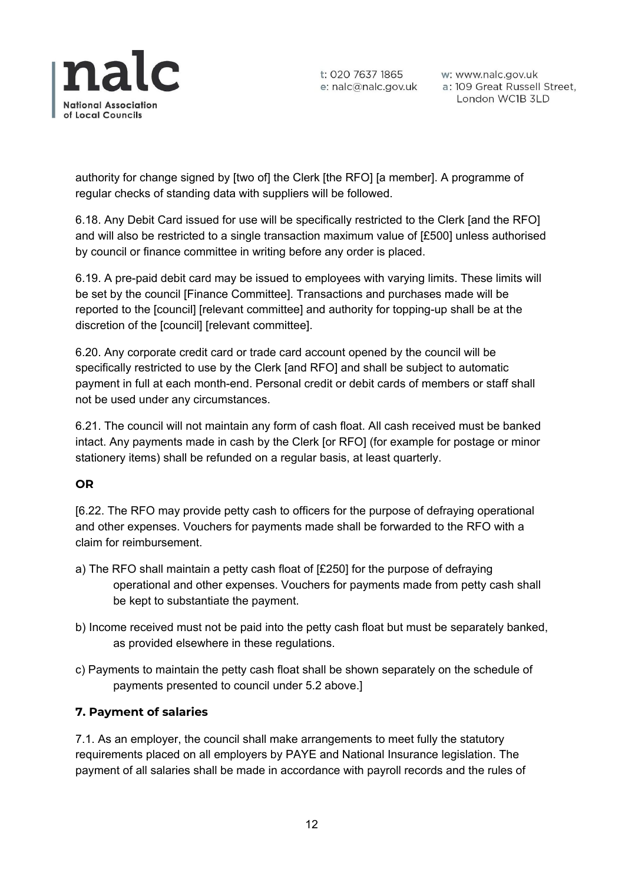authority for change signed by [two of] the Clerk [the RFO] [a member]. A programme of regular checks of standing data with suppliers will be followed.

6.18. Any Debit Card issued for use will be specifically restricted to the Clerk [and the RFO] and will also be restricted to a single transaction maximum value of [£500] unless authorised by council or finance committee in writing before any order is placed.

6.19. A pre-paid debit card may be issued to employees with varying limits. These limits will be set by the council [Finance Committee]. Transactions and purchases made will be reported to the [council] [relevant committee] and authority for topping-up shall be at the discretion of the [council] [relevant committee].

6.20. Any corporate credit card or trade card account opened by the council will be specifically restricted to use by the Clerk [and RFO] and shall be subject to automatic payment in full at each month-end. Personal credit or debit cards of members or staff shall not be used under any circumstances.

6.21. The council will not maintain any form of cash float. All cash received must be banked intact. Any payments made in cash by the Clerk [or RFO] (for example for postage or minor stationery items) shall be refunded on a regular basis, at least quarterly.

**OR**

[6.22. The RFO may provide petty cash to officers for the purpose of defraying operational and other expenses. Vouchers for payments made shall be forwarded to the RFO with a claim for reimbursement.

a) The RFO shall maintain a petty cash float of [£250] for the purpose of defraying operational and other expenses. Vouchers for payments made from petty cash shall be kept to substantiate the payment.

b) Income received must not be paid into the petty cash float but must be separately banked, as provided elsewhere in these regulations.

c) Payments to maintain the petty cash float shall be shown separately on the schedule of payments presented to council under 5.2 above.]

## 7. Payment of salaries

7.1. As an employer, the council shall make arrangements to meet fully the statutory requirements placed on all employers by PAYE and National Insurance legislation. The payment of all salaries shall be made in accordance with payroll records and the rules of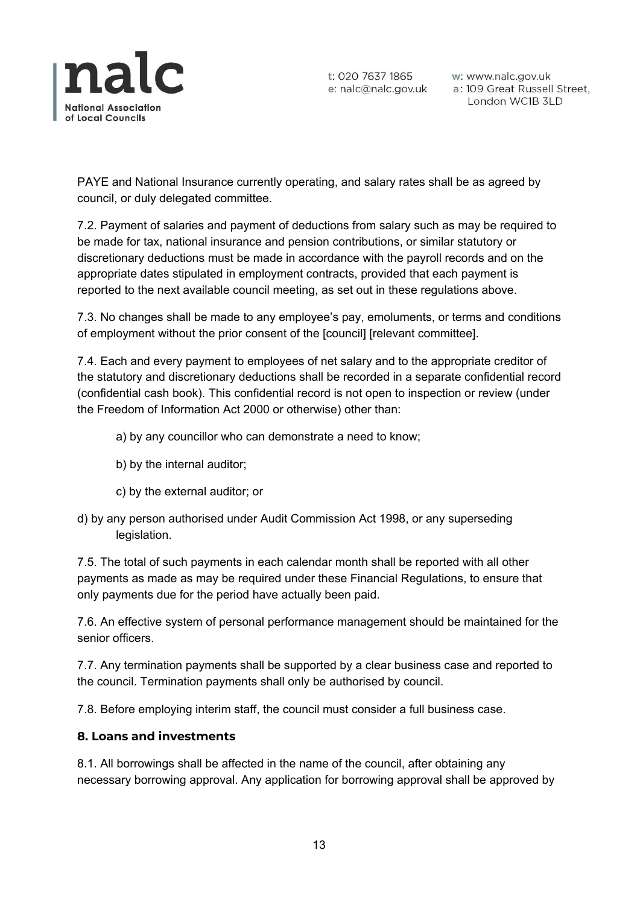PAYE and National Insurance currently operating, and salary rates shall be as agreed by council, or duly delegated committee.

7.2. Payment of salaries and payment of deductions from salary such as may be required to be made for tax, national insurance and pension contributions, or similar statutory or discretionary deductions must be made in accordance with the payroll records and on the appropriate dates stipulated in employment contracts, provided that each payment is reported to the next available council meeting, as set out in these regulations above.

7.3. No changes shall be made to any employee's pay, emoluments, or terms and conditions of employment without the prior consent of the [council] [relevant committee].

7.4. Each and every payment to employees of net salary and to the appropriate creditor of the statutory and discretionary deductions shall be recorded in a separate confidential record (confidential cash book). This confidential record is not open to inspection or review (under the Freedom of Information Act 2000 or otherwise) other than:

a) by any councillor who can demonstrate a need to know;

b) by the internal auditor;

c) by the external auditor; or

d) by any person authorised under Audit Commission Act 1998, or any superseding legislation.

7.5. The total of such payments in each calendar month shall be reported with all other payments as made as may be required under these Financial Regulations, to ensure that only payments due for the period have actually been paid.

7.6. An effective system of personal performance management should be maintained for the senior officers.

7.7. Any termination payments shall be supported by a clear business case and reported to the council. Termination payments shall only be authorised by council.

7.8. Before employing interim staff, the council must consider a full business case.

## 8. Loans and investments

8.1. All borrowings shall be affected in the name of the council, after obtaining any necessary borrowing approval. Any application for borrowing approval shall be approved by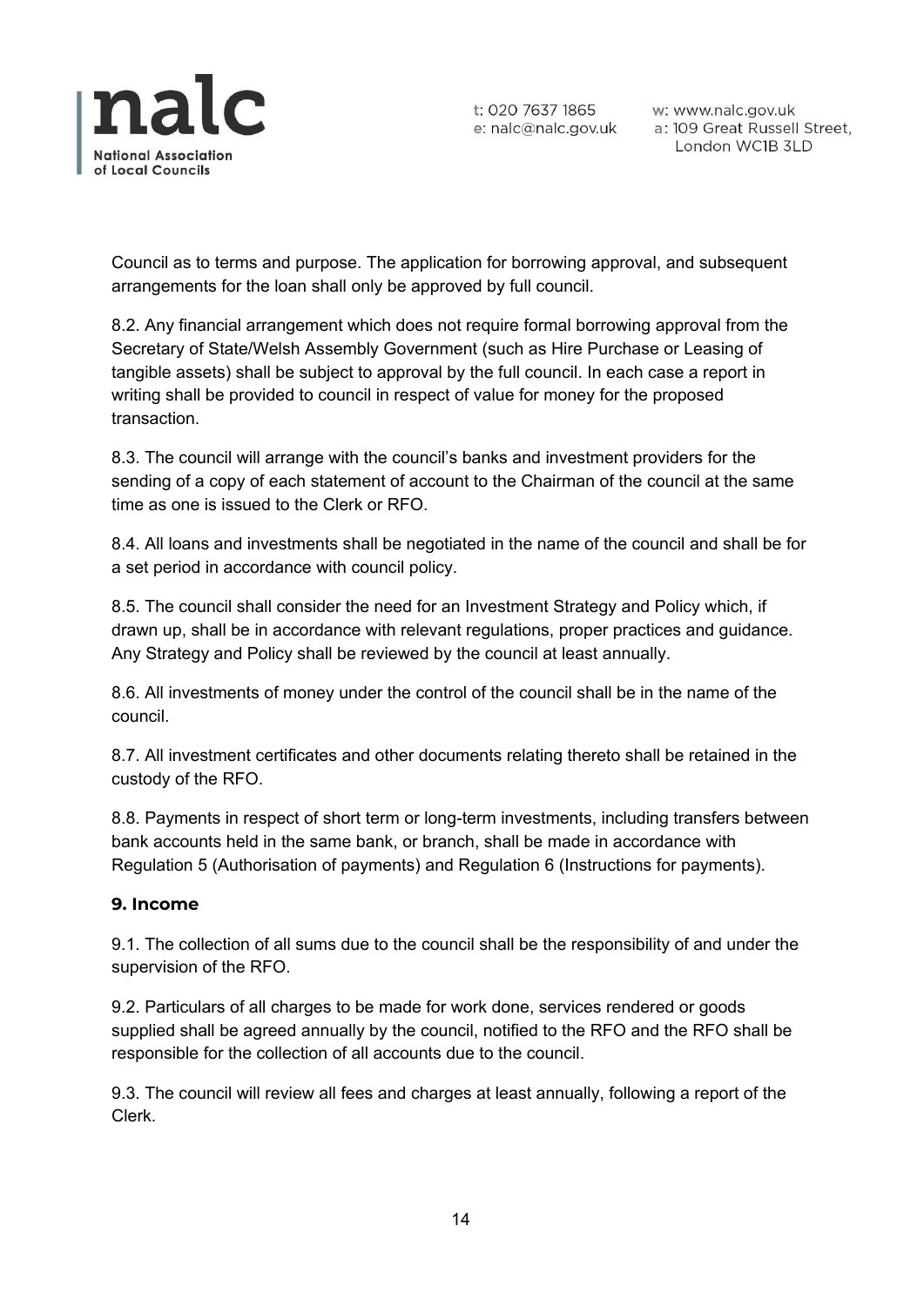Council as to terms and purpose. The application for borrowing approval, and subsequent arrangements for the loan shall only be approved by full council.

8.2. Any financial arrangement which does not require formal borrowing approval from the Secretary of State/Welsh Assembly Government (such as Hire Purchase or Leasing of tangible assets) shall be subject to approval by the full council. In each case a report in writing shall be provided to council in respect of value for money for the proposed transaction.

8.3. The council will arrange with the council's banks and investment providers for the sending of a copy of each statement of account to the Chairman of the council at the same time as one is issued to the Clerk or RFO.

8.4. All loans and investments shall be negotiated in the name of the council and shall be for a set period in accordance with council policy.

8.5. The council shall consider the need for an Investment Strategy and Policy which, if drawn up, shall be in accordance with relevant regulations, proper practices and guidance. Any Strategy and Policy shall be reviewed by the council at least annually.

8.6. All investments of money under the control of the council shall be in the name of the council.

8.7. All investment certificates and other documents relating thereto shall be retained in the custody of the RFO.

8.8. Payments in respect of short term or long-term investments, including transfers between bank accounts held in the same bank, or branch, shall be made in accordance with Regulation 5 (Authorisation of payments) and Regulation 6 (Instructions for payments).

### 9. Income

9.1. The collection of all sums due to the council shall be the responsibility of and under the supervision of the RFO.

9.2. Particulars of all charges to be made for work done, services rendered or goods supplied shall be agreed annually by the council, notified to the RFO and the RFO shall be responsible for the collection of all accounts due to the council.

9.3. The council will review all fees and charges at least annually, following a report of the Clerk.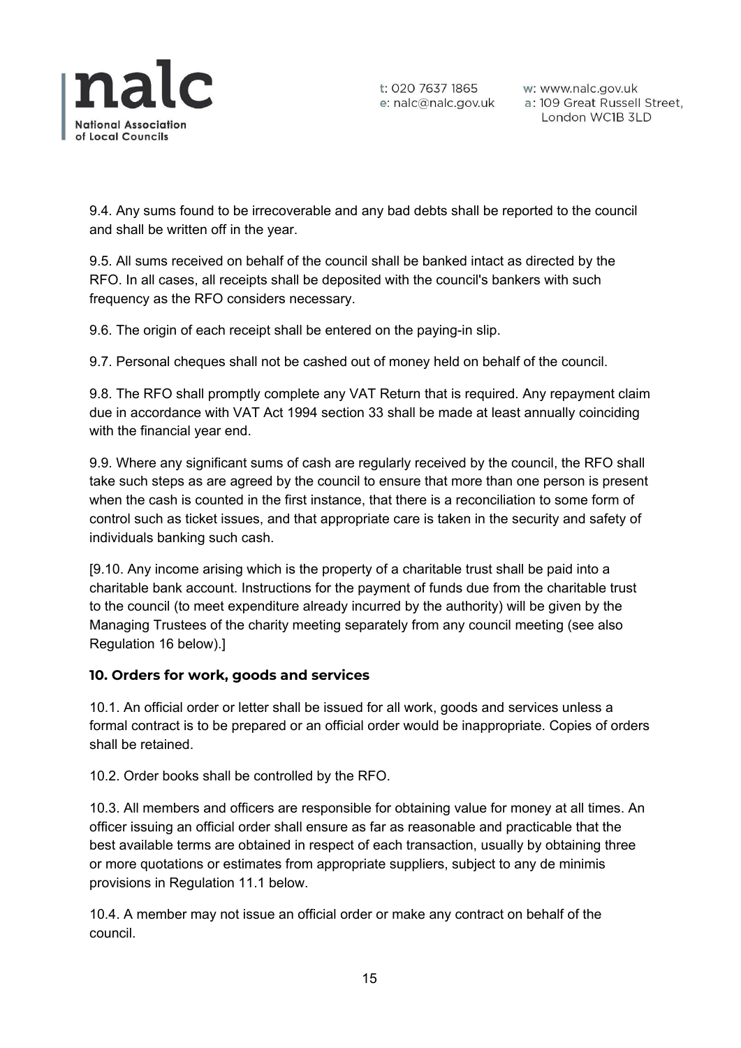9.4. Any sums found to be irrecoverable and any bad debts shall be reported to the council and shall be written off in the year.

9.5. All sums received on behalf of the council shall be banked intact as directed by the RFO. In all cases, all receipts shall be deposited with the council's bankers with such frequency as the RFO considers necessary.

9.6. The origin of each receipt shall be entered on the paying-in slip.

9.7. Personal cheques shall not be cashed out of money held on behalf of the council.

9.8. The RFO shall promptly complete any VAT Return that is required. Any repayment claim due in accordance with VAT Act 1994 section 33 shall be made at least annually coinciding with the financial year end.

9.9. Where any significant sums of cash are regularly received by the council, the RFO shall take such steps as are agreed by the council to ensure that more than one person is present when the cash is counted in the first instance, that there is a reconciliation to some form of control such as ticket issues, and that appropriate care is taken in the security and safety of individuals banking such cash.

[9.10. Any income arising which is the property of a charitable trust shall be paid into a charitable bank account. Instructions for the payment of funds due from the charitable trust to the council (to meet expenditure already incurred by the authority) will be given by the Managing Trustees of the charity meeting separately from any council meeting (see also Regulation 16 below).]

### 10. Orders for work, goods and services

10.1. An official order or letter shall be issued for all work, goods and services unless a formal contract is to be prepared or an official order would be inappropriate. Copies of orders shall be retained.

10.2. Order books shall be controlled by the RFO.

10.3. All members and officers are responsible for obtaining value for money at all times. An officer issuing an official order shall ensure as far as reasonable and practicable that the best available terms are obtained in respect of each transaction, usually by obtaining three or more quotations or estimates from appropriate suppliers, subject to any de minimis provisions in Regulation 11.1 below.

10.4. A member may not issue an official order or make any contract on behalf of the council.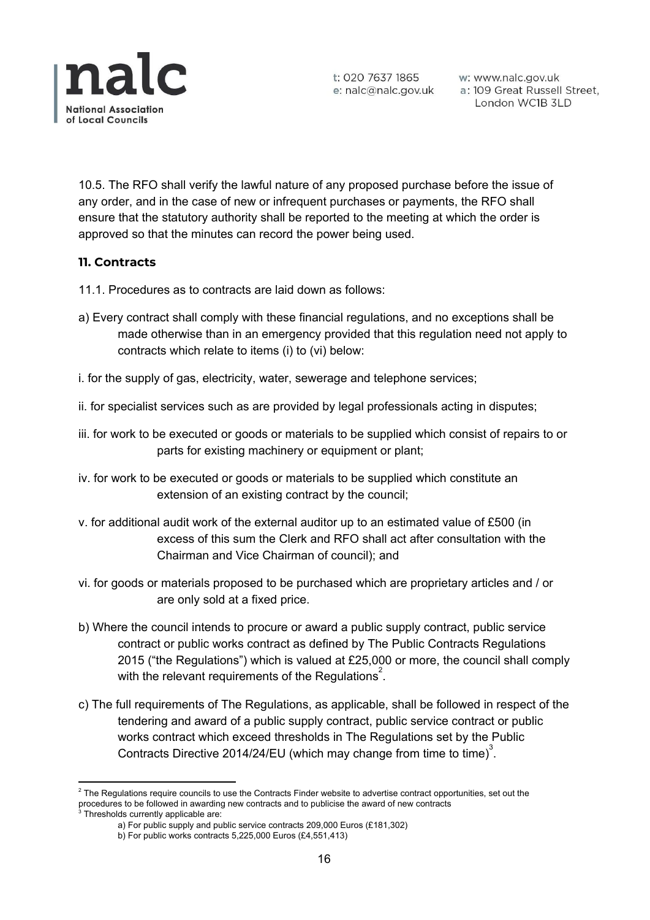10.5. The RFO shall verify the lawful nature of any proposed purchase before the issue of any order, and in the case of new or infrequent purchases or payments, the RFO shall ensure that the statutory authority shall be reported to the meeting at which the order is approved so that the minutes can record the power being used.

**11. Contracts**

11.1. Procedures as to contracts are laid down as follows:

a) Every contract shall comply with these financial regulations, and no exceptions shall be made otherwise than in an emergency provided that this regulation need not apply to contracts which relate to items (i) to (vi) below:

i. for the supply of gas, electricity, water, sewerage and telephone services;

ii. for specialist services such as are provided by legal professionals acting in disputes;

iii. for work to be executed or goods or materials to be supplied which consist of repairs to or parts for existing machinery or equipment or plant;

iv. for work to be executed or goods or materials to be supplied which constitute an extension of an existing contract by the council;

v. for additional audit work of the external auditor up to an estimated value of £500 (in excess of this sum the Clerk and RFO shall act after consultation with the Chairman and Vice Chairman of council); and

vi. for goods or materials proposed to be purchased which are proprietary articles and / or are only sold at a fixed price.

b) Where the council intends to procure or award a public supply contract, public service contract or public works contract as defined by The Public Contracts Regulations 2015 ("the Regulations") which is valued at £25,000 or more, the council shall comply with the relevant requirements of the Regulations[2].

c) The full requirements of The Regulations, as applicable, shall be followed in respect of the tendering and award of a public supply contract, public service contract or public works contract which exceed thresholds in The Regulations set by the Public Contracts Directive 2014/24/EU (which may change from time to time)[3].

---

[2] The Regulations require councils to use the Contracts Finder website to advertise contract opportunities, set out the procedures to be followed in awarding new contracts and to publicise the award of new contracts

[3] Thresholds currently applicable are:

a) For public supply and public service contracts 209,000 Euros (£181,302)

b) For public works contracts 5,225,000 Euros (£4,551,413)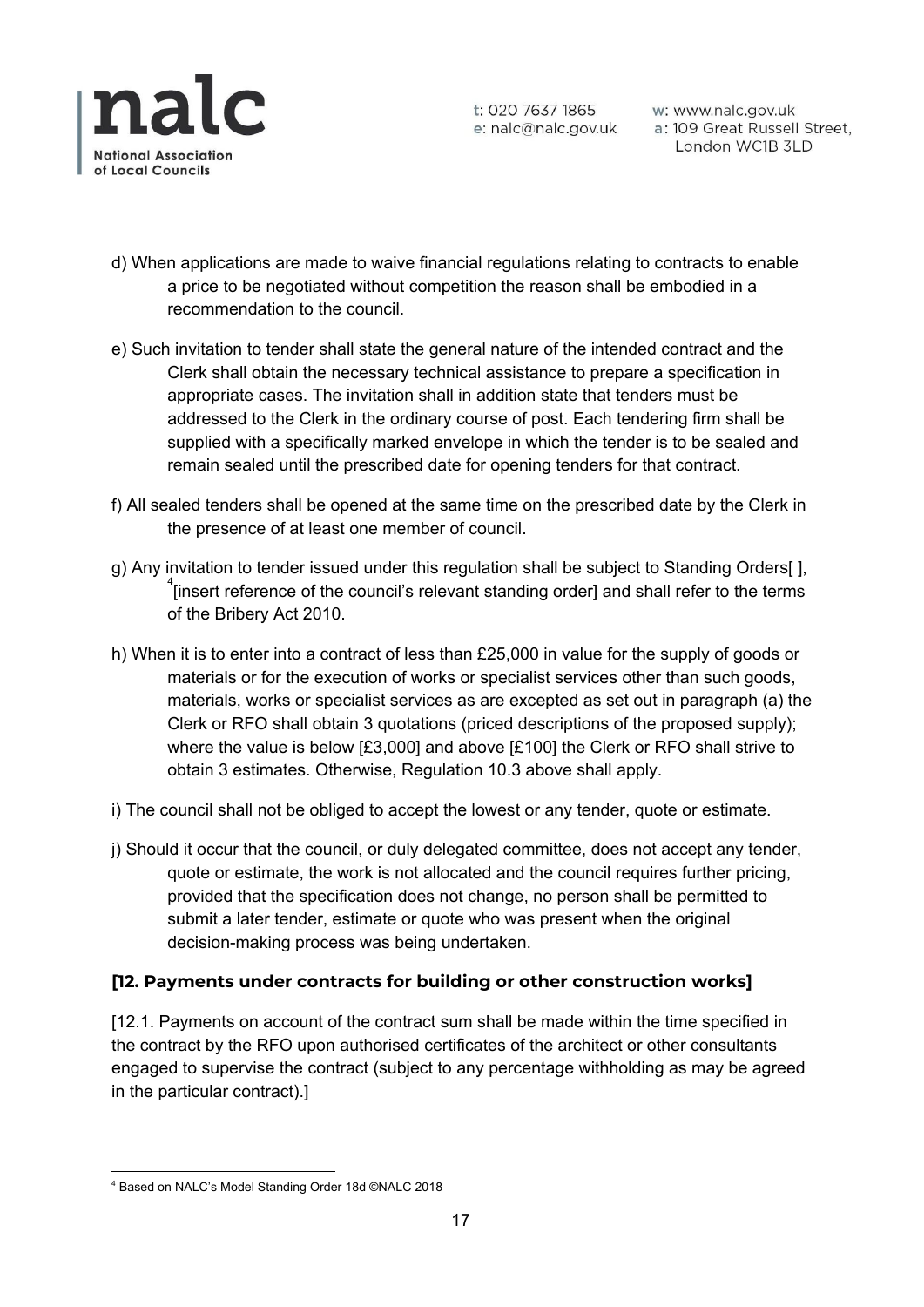d) When applications are made to waive financial regulations relating to contracts to enable a price to be negotiated without competition the reason shall be embodied in a recommendation to the council.

e) Such invitation to tender shall state the general nature of the intended contract and the Clerk shall obtain the necessary technical assistance to prepare a specification in appropriate cases. The invitation shall in addition state that tenders must be addressed to the Clerk in the ordinary course of post. Each tendering firm shall be supplied with a specifically marked envelope in which the tender is to be sealed and remain sealed until the prescribed date for opening tenders for that contract.

f) All sealed tenders shall be opened at the same time on the prescribed date by the Clerk in the presence of at least one member of council.

g) Any invitation to tender issued under this regulation shall be subject to Standing Orders[ ], [4][insert reference of the council's relevant standing order] and shall refer to the terms of the Bribery Act 2010.

h) When it is to enter into a contract of less than £25,000 in value for the supply of goods or materials or for the execution of works or specialist services other than such goods, materials, works or specialist services as are excepted as set out in paragraph (a) the Clerk or RFO shall obtain 3 quotations (priced descriptions of the proposed supply); where the value is below [£3,000] and above [£100] the Clerk or RFO shall strive to obtain 3 estimates. Otherwise, Regulation 10.3 above shall apply.

i) The council shall not be obliged to accept the lowest or any tender, quote or estimate.

j) Should it occur that the council, or duly delegated committee, does not accept any tender, quote or estimate, the work is not allocated and the council requires further pricing, provided that the specification does not change, no person shall be permitted to submit a later tender, estimate or quote who was present when the original decision-making process was being undertaken.

### [12. Payments under contracts for building or other construction works]

[12.1. Payments on account of the contract sum shall be made within the time specified in the contract by the RFO upon authorised certificates of the architect or other consultants engaged to supervise the contract (subject to any percentage withholding as may be agreed in the particular contract).]

[4] Based on NALC's Model Standing Order 18d ©NALC 2018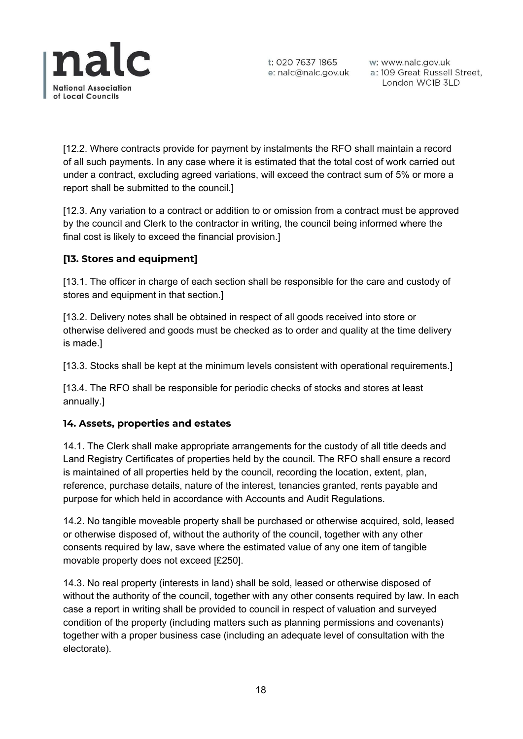[12.2. Where contracts provide for payment by instalments the RFO shall maintain a record of all such payments. In any case where it is estimated that the total cost of work carried out under a contract, excluding agreed variations, will exceed the contract sum of 5% or more a report shall be submitted to the council.]

[12.3. Any variation to a contract or addition to or omission from a contract must be approved by the council and Clerk to the contractor in writing, the council being informed where the final cost is likely to exceed the financial provision.]

### [13. Stores and equipment]

[13.1. The officer in charge of each section shall be responsible for the care and custody of stores and equipment in that section.]

[13.2. Delivery notes shall be obtained in respect of all goods received into store or otherwise delivered and goods must be checked as to order and quality at the time delivery is made.]

[13.3. Stocks shall be kept at the minimum levels consistent with operational requirements.]

[13.4. The RFO shall be responsible for periodic checks of stocks and stores at least annually.]

### 14. Assets, properties and estates

14.1. The Clerk shall make appropriate arrangements for the custody of all title deeds and Land Registry Certificates of properties held by the council. The RFO shall ensure a record is maintained of all properties held by the council, recording the location, extent, plan, reference, purchase details, nature of the interest, tenancies granted, rents payable and purpose for which held in accordance with Accounts and Audit Regulations.

14.2. No tangible moveable property shall be purchased or otherwise acquired, sold, leased or otherwise disposed of, without the authority of the council, together with any other consents required by law, save where the estimated value of any one item of tangible movable property does not exceed [£250].

14.3. No real property (interests in land) shall be sold, leased or otherwise disposed of without the authority of the council, together with any other consents required by law. In each case a report in writing shall be provided to council in respect of valuation and surveyed condition of the property (including matters such as planning permissions and covenants) together with a proper business case (including an adequate level of consultation with the electorate).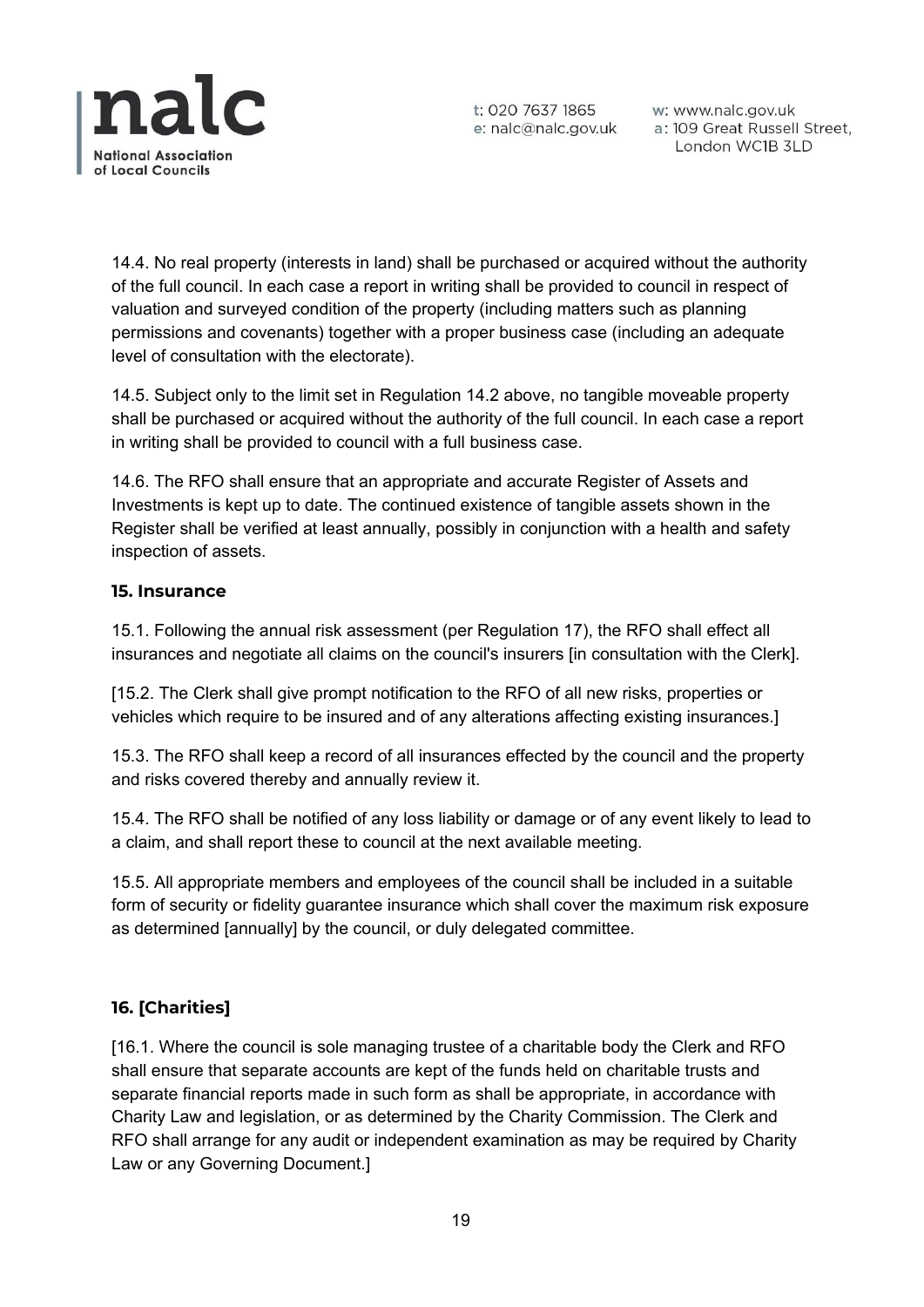14.4. No real property (interests in land) shall be purchased or acquired without the authority of the full council. In each case a report in writing shall be provided to council in respect of valuation and surveyed condition of the property (including matters such as planning permissions and covenants) together with a proper business case (including an adequate level of consultation with the electorate).

14.5. Subject only to the limit set in Regulation 14.2 above, no tangible moveable property shall be purchased or acquired without the authority of the full council. In each case a report in writing shall be provided to council with a full business case.

14.6. The RFO shall ensure that an appropriate and accurate Register of Assets and Investments is kept up to date. The continued existence of tangible assets shown in the Register shall be verified at least annually, possibly in conjunction with a health and safety inspection of assets.

## 15. Insurance

15.1. Following the annual risk assessment (per Regulation 17), the RFO shall effect all insurances and negotiate all claims on the council's insurers [in consultation with the Clerk].

[15.2. The Clerk shall give prompt notification to the RFO of all new risks, properties or vehicles which require to be insured and of any alterations affecting existing insurances.]

15.3. The RFO shall keep a record of all insurances effected by the council and the property and risks covered thereby and annually review it.

15.4. The RFO shall be notified of any loss liability or damage or of any event likely to lead to a claim, and shall report these to council at the next available meeting.

15.5. All appropriate members and employees of the council shall be included in a suitable form of security or fidelity guarantee insurance which shall cover the maximum risk exposure as determined [annually] by the council, or duly delegated committee.

## 16. [Charities]

[16.1. Where the council is sole managing trustee of a charitable body the Clerk and RFO shall ensure that separate accounts are kept of the funds held on charitable trusts and separate financial reports made in such form as shall be appropriate, in accordance with Charity Law and legislation, or as determined by the Charity Commission. The Clerk and RFO shall arrange for any audit or independent examination as may be required by Charity Law or any Governing Document.]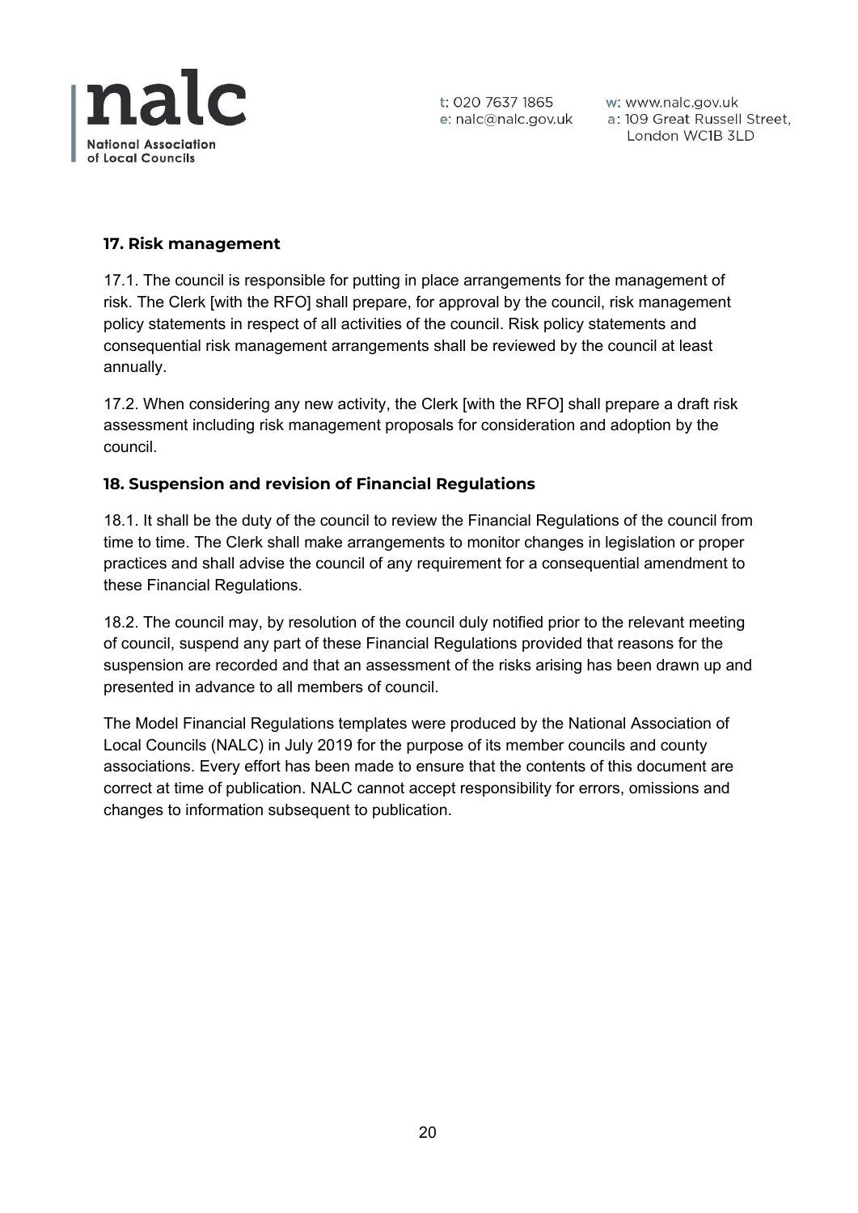### 17. Risk management

17.1. The council is responsible for putting in place arrangements for the management of risk. The Clerk [with the RFO] shall prepare, for approval by the council, risk management policy statements in respect of all activities of the council. Risk policy statements and consequential risk management arrangements shall be reviewed by the council at least annually.

17.2. When considering any new activity, the Clerk [with the RFO] shall prepare a draft risk assessment including risk management proposals for consideration and adoption by the council.

### 18. Suspension and revision of Financial Regulations

18.1. It shall be the duty of the council to review the Financial Regulations of the council from time to time. The Clerk shall make arrangements to monitor changes in legislation or proper practices and shall advise the council of any requirement for a consequential amendment to these Financial Regulations.

18.2. The council may, by resolution of the council duly notified prior to the relevant meeting of council, suspend any part of these Financial Regulations provided that reasons for the suspension are recorded and that an assessment of the risks arising has been drawn up and presented in advance to all members of council.

The Model Financial Regulations templates were produced by the National Association of Local Councils (NALC) in July 2019 for the purpose of its member councils and county associations. Every effort has been made to ensure that the contents of this document are correct at time of publication. NALC cannot accept responsibility for errors, omissions and changes to information subsequent to publication.